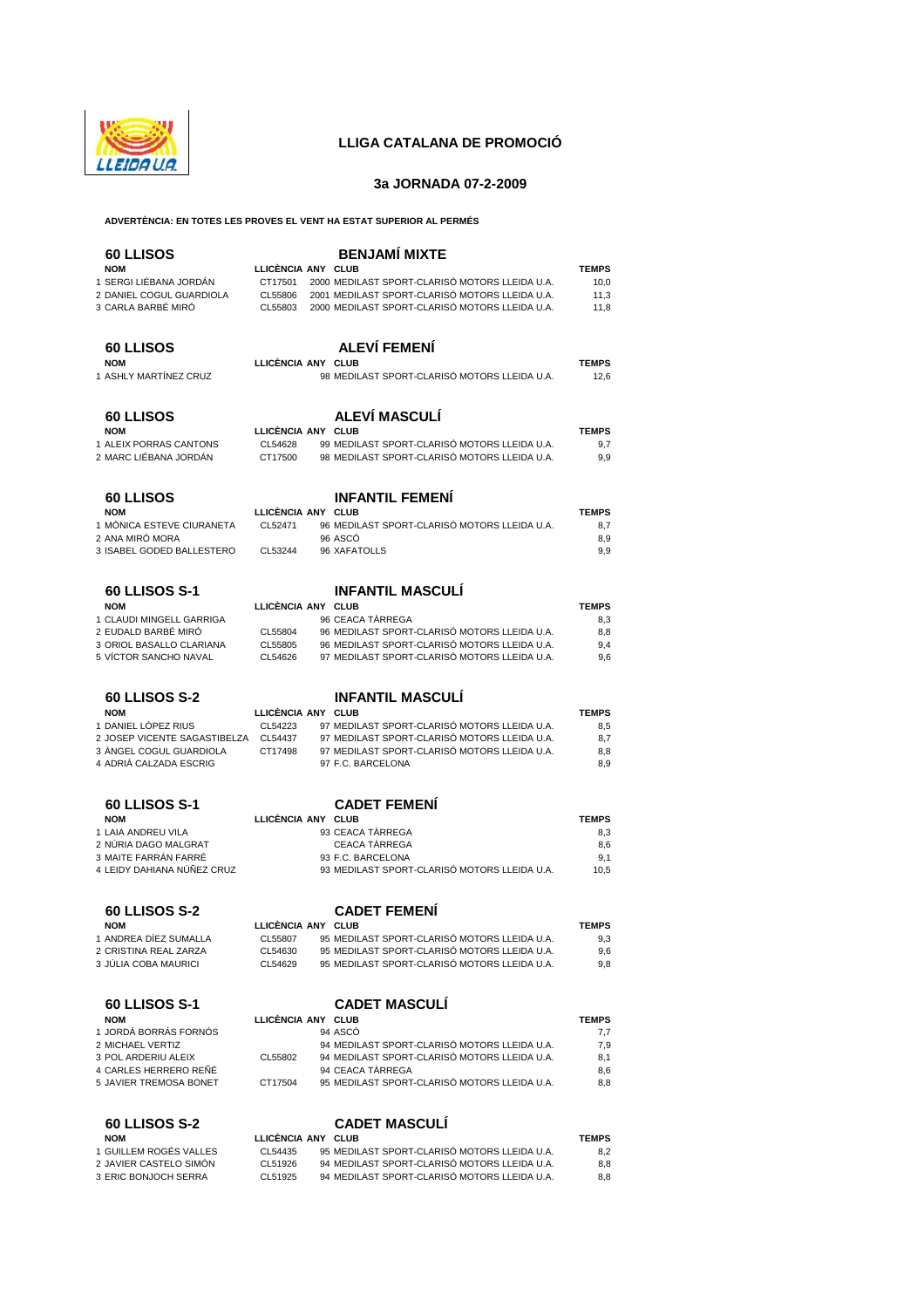# LLIGA CATALANA DE PROMOCIÓ

## 3a JORNADA 07-2-2009

**ADVERTÈNCIA: EN TOTES LES PROVES EL VENT HA ESTAT SUPERIOR AL PERMÉS**

### 60 LLISOS — BENJAMÍ MIXTE

| NOM | LLICÈNCIA | ANY | CLUB | TEMPS |
|---|---|---|---|---|
| 1 SERGI LIÉBANA JORDÁN | CT17501 | 2000 | MEDILAST SPORT-CLARISÓ MOTORS LLEIDA U.A. | 10,0 |
| 2 DANIEL COGUL GUARDIOLA | CL55806 | 2001 | MEDILAST SPORT-CLARISÓ MOTORS LLEIDA U.A. | 11,3 |
| 3 CARLA BARBÉ MIRÓ | CL55803 | 2000 | MEDILAST SPORT-CLARISÓ MOTORS LLEIDA U.A. | 11,8 |

### 60 LLISOS — ALEVÍ FEMENÍ

| NOM | LLICÈNCIA | ANY | CLUB | TEMPS |
|---|---|---|---|---|
| 1 ASHLY MARTÍNEZ CRUZ | | 98 | MEDILAST SPORT-CLARISÓ MOTORS LLEIDA U.A. | 12,6 |

### 60 LLISOS — ALEVÍ MASCULÍ

| NOM | LLICÈNCIA | ANY | CLUB | TEMPS |
|---|---|---|---|---|
| 1 ALEIX PORRAS CANTONS | CL54628 | 99 | MEDILAST SPORT-CLARISÓ MOTORS LLEIDA U.A. | 9,7 |
| 2 MARC LIÉBANA JORDÁN | CT17500 | 98 | MEDILAST SPORT-CLARISÓ MOTORS LLEIDA U.A. | 9,9 |

### 60 LLISOS — INFANTIL FEMENÍ

| NOM | LLICÈNCIA | ANY | CLUB | TEMPS |
|---|---|---|---|---|
| 1 MÒNICA ESTEVE CIURANETA | CL52471 | 96 | MEDILAST SPORT-CLARISÓ MOTORS LLEIDA U.A. | 8,7 |
| 2 ANA MIRÓ MORA | | 96 | ASCÓ | 8,9 |
| 3 ISABEL GODED BALLESTERO | CL53244 | 96 | XAFATOLLS | 9,9 |

### 60 LLISOS S-1 — INFANTIL MASCULÍ

| NOM | LLICÈNCIA | ANY | CLUB | TEMPS |
|---|---|---|---|---|
| 1 CLAUDI MINGELL GARRIGA | | 96 | CEACA TÀRREGA | 8,3 |
| 2 EUDALD BARBÉ MIRÓ | CL55804 | 96 | MEDILAST SPORT-CLARISÓ MOTORS LLEIDA U.A. | 8,8 |
| 3 ORIOL BASALLO CLARIANA | CL55805 | 96 | MEDILAST SPORT-CLARISÓ MOTORS LLEIDA U.A. | 9,4 |
| 5 VÍCTOR SANCHO NAVAL | CL54626 | 97 | MEDILAST SPORT-CLARISÓ MOTORS LLEIDA U.A. | 9,6 |

### 60 LLISOS S-2 — INFANTIL MASCULÍ

| NOM | LLICÈNCIA | ANY | CLUB | TEMPS |
|---|---|---|---|---|
| 1 DANIEL LÓPEZ RIUS | CL54223 | 97 | MEDILAST SPORT-CLARISÓ MOTORS LLEIDA U.A. | 8,5 |
| 2 JOSEP VICENTE SAGASTIBELZA | CL54437 | 97 | MEDILAST SPORT-CLARISÓ MOTORS LLEIDA U.A. | 8,7 |
| 3 ÀNGEL COGUL GUARDIOLA | CT17498 | 97 | MEDILAST SPORT-CLARISÓ MOTORS LLEIDA U.A. | 8,8 |
| 4 ADRIÀ CALZADA ESCRIG | | 97 | F.C. BARCELONA | 8,9 |

### 60 LLISOS S-1 — CADET FEMENÍ

| NOM | LLICÈNCIA | ANY | CLUB | TEMPS |
|---|---|---|---|---|
| 1 LAIA ANDREU VILA | | 93 | CEACA TÀRREGA | 8,3 |
| 2 NÚRIA DAGO MALGRAT | | | CEACA TÀRREGA | 8,6 |
| 3 MAITE FARRÁN FARRÉ | | 93 | F.C. BARCELONA | 9,1 |
| 4 LEIDY DAHIANA NÚÑEZ CRUZ | | 93 | MEDILAST SPORT-CLARISÓ MOTORS LLEIDA U.A. | 10,5 |

### 60 LLISOS S-2 — CADET FEMENÍ

| NOM | LLICÈNCIA | ANY | CLUB | TEMPS |
|---|---|---|---|---|
| 1 ANDREA DÍEZ SUMALLA | CL55807 | 95 | MEDILAST SPORT-CLARISÓ MOTORS LLEIDA U.A. | 9,3 |
| 2 CRISTINA REAL ZARZA | CL54630 | 95 | MEDILAST SPORT-CLARISÓ MOTORS LLEIDA U.A. | 9,6 |
| 3 JÚLIA COBA MAURICI | CL54629 | 95 | MEDILAST SPORT-CLARISÓ MOTORS LLEIDA U.A. | 9,8 |

### 60 LLISOS S-1 — CADET MASCULÍ

| NOM | LLICÈNCIA | ANY | CLUB | TEMPS |
|---|---|---|---|---|
| 1 JORDÀ BORRÀS FORNÓS | | 94 | ASCÓ | 7,7 |
| 2 MICHAEL VERTIZ | | 94 | MEDILAST SPORT-CLARISÓ MOTORS LLEIDA U.A. | 7,9 |
| 3 POL ARDERIU ALEIX | CL55802 | 94 | MEDILAST SPORT-CLARISÓ MOTORS LLEIDA U.A. | 8,1 |
| 4 CARLES HERRERO REÑÉ | | 94 | CEACA TÀRREGA | 8,6 |
| 5 JAVIER TREMOSA BONET | CT17504 | 95 | MEDILAST SPORT-CLARISÓ MOTORS LLEIDA U.A. | 8,8 |

### 60 LLISOS S-2 — CADET MASCULÍ

| NOM | LLICÈNCIA | ANY | CLUB | TEMPS |
|---|---|---|---|---|
| 1 GUILLEM ROGÉS VALLES | CL54435 | 95 | MEDILAST SPORT-CLARISÓ MOTORS LLEIDA U.A. | 8,2 |
| 2 JAVIER CASTELO SIMÓN | CL51926 | 94 | MEDILAST SPORT-CLARISÓ MOTORS LLEIDA U.A. | 8,8 |
| 3 ERIC BONJOCH SERRA | CL51925 | 94 | MEDILAST SPORT-CLARISÓ MOTORS LLEIDA U.A. | 8,8 |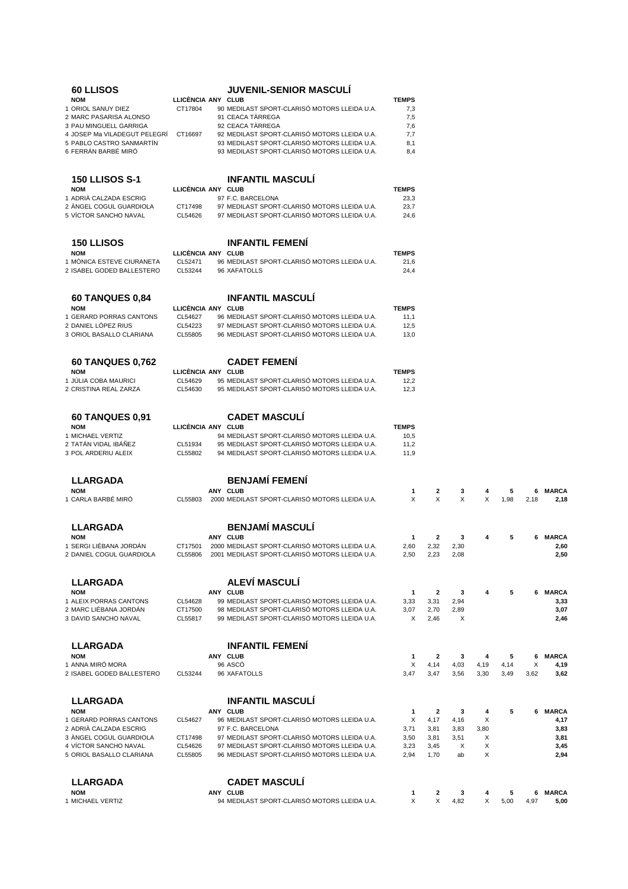## 60 LLISOS — JUVENIL-SENIOR MASCULÍ

| NOM | LLICÈNCIA | ANY | CLUB | TEMPS |
|---|---|---|---|---|
| 1 ORIOL SANUY DIEZ | CT17804 | 90 | MEDILAST SPORT-CLARISÓ MOTORS LLEIDA U.A. | 7,3 |
| 2 MARC PASARISA ALONSO | | 91 | CEACA TÀRREGA | 7,5 |
| 3 PAU MINGUELL GARRIGA | | 92 | CEACA TÀRREGA | 7,6 |
| 4 JOSEP Ma VILADEGUT PELEGRÍ | CT16697 | 92 | MEDILAST SPORT-CLARISÓ MOTORS LLEIDA U.A. | 7,7 |
| 5 PABLO CASTRO SANMARTÍN | | 93 | MEDILAST SPORT-CLARISÓ MOTORS LLEIDA U.A. | 8,1 |
| 6 FERRÁN BARBÉ MIRÓ | | 93 | MEDILAST SPORT-CLARISÓ MOTORS LLEIDA U.A. | 8,4 |

## 150 LLISOS S-1 — INFANTIL MASCULÍ

| NOM | LLICÈNCIA | ANY | CLUB | TEMPS |
|---|---|---|---|---|
| 1 ADRIÀ CALZADA ESCRIG | | 97 | F.C. BARCELONA | 23,3 |
| 2 ÀNGEL COGUL GUARDIOLA | CT17498 | 97 | MEDILAST SPORT-CLARISÓ MOTORS LLEIDA U.A. | 23,7 |
| 5 VÍCTOR SANCHO NAVAL | CL54626 | 97 | MEDILAST SPORT-CLARISÓ MOTORS LLEIDA U.A. | 24,6 |

## 150 LLISOS — INFANTIL FEMENÍ

| NOM | LLICÈNCIA | ANY | CLUB | TEMPS |
|---|---|---|---|---|
| 1 MÒNICA ESTEVE CIURANETA | CL52471 | 96 | MEDILAST SPORT-CLARISÓ MOTORS LLEIDA U.A. | 21,6 |
| 2 ISABEL GODED BALLESTERO | CL53244 | 96 | XAFATOLLS | 24,4 |

## 60 TANQUES 0,84 — INFANTIL MASCULÍ

| NOM | LLICÈNCIA | ANY | CLUB | TEMPS |
|---|---|---|---|---|
| 1 GERARD PORRAS CANTONS | CL54627 | 96 | MEDILAST SPORT-CLARISÓ MOTORS LLEIDA U.A. | 11,1 |
| 2 DANIEL LÓPEZ RIUS | CL54223 | 97 | MEDILAST SPORT-CLARISÓ MOTORS LLEIDA U.A. | 12,5 |
| 3 ORIOL BASALLO CLARIANA | CL55805 | 96 | MEDILAST SPORT-CLARISÓ MOTORS LLEIDA U.A. | 13,0 |

## 60 TANQUES 0,762 — CADET FEMENÍ

| NOM | LLICÈNCIA | ANY | CLUB | TEMPS |
|---|---|---|---|---|
| 1 JÚLIA COBA MAURICI | CL54629 | 95 | MEDILAST SPORT-CLARISÓ MOTORS LLEIDA U.A. | 12,2 |
| 2 CRISTINA REAL ZARZA | CL54630 | 95 | MEDILAST SPORT-CLARISÓ MOTORS LLEIDA U.A. | 12,3 |

## 60 TANQUES 0,91 — CADET MASCULÍ

| NOM | LLICÈNCIA | ANY | CLUB | TEMPS |
|---|---|---|---|---|
| 1 MICHAEL VERTIZ | | 94 | MEDILAST SPORT-CLARISÓ MOTORS LLEIDA U.A. | 10,5 |
| 2 TATÁN VIDAL IBÁÑEZ | CL51934 | 95 | MEDILAST SPORT-CLARISÓ MOTORS LLEIDA U.A. | 11,2 |
| 3 POL ARDERIU ALEIX | CL55802 | 94 | MEDILAST SPORT-CLARISÓ MOTORS LLEIDA U.A. | 11,9 |

## LLARGADA — BENJAMÍ FEMENÍ

| NOM | | ANY | CLUB | 1 | 2 | 3 | 4 | 5 | 6 | MARCA |
|---|---|---|---|---|---|---|---|---|---|---|
| 1 CARLA BARBÉ MIRÓ | CL55803 | 2000 | MEDILAST SPORT-CLARISÓ MOTORS LLEIDA U.A. | X | X | X | X | 1,98 | 2,18 | 2,18 |

## LLARGADA — BENJAMÍ MASCULÍ

| NOM | | ANY | CLUB | 1 | 2 | 3 | 4 | 5 | 6 | MARCA |
|---|---|---|---|---|---|---|---|---|---|---|
| 1 SERGI LIÉBANA JORDÁN | CT17501 | 2000 | MEDILAST SPORT-CLARISÓ MOTORS LLEIDA U.A. | 2,60 | 2,32 | 2,30 | | | | 2,60 |
| 2 DANIEL COGUL GUARDIOLA | CL55806 | 2001 | MEDILAST SPORT-CLARISÓ MOTORS LLEIDA U.A. | 2,50 | 2,23 | 2,08 | | | | 2,50 |

## LLARGADA — ALEVÍ MASCULÍ

| NOM | | ANY | CLUB | 1 | 2 | 3 | 4 | 5 | 6 | MARCA |
|---|---|---|---|---|---|---|---|---|---|---|
| 1 ALEIX PORRAS CANTONS | CL54628 | 99 | MEDILAST SPORT-CLARISÓ MOTORS LLEIDA U.A. | 3,33 | 3,31 | 2,94 | | | | 3,33 |
| 2 MARC LIÉBANA JORDÁN | CT17500 | 98 | MEDILAST SPORT-CLARISÓ MOTORS LLEIDA U.A. | 3,07 | 2,70 | 2,89 | | | | 3,07 |
| 3 DAVID SANCHO NAVAL | CL55817 | 99 | MEDILAST SPORT-CLARISÓ MOTORS LLEIDA U.A. | X | 2,46 | X | | | | 2,46 |

## LLARGADA — INFANTIL FEMENÍ

| NOM | | ANY | CLUB | 1 | 2 | 3 | 4 | 5 | 6 | MARCA |
|---|---|---|---|---|---|---|---|---|---|---|
| 1 ANNA MIRÓ MORA | | 96 | ASCÓ | X | 4,14 | 4,03 | 4,19 | 4,14 | X | 4,19 |
| 2 ISABEL GODED BALLESTERO | CL53244 | 96 | XAFATOLLS | 3,47 | 3,47 | 3,56 | 3,30 | 3,49 | 3,62 | 3,62 |

## LLARGADA — INFANTIL MASCULÍ

| NOM | | ANY | CLUB | 1 | 2 | 3 | 4 | 5 | 6 | MARCA |
|---|---|---|---|---|---|---|---|---|---|---|
| 1 GERARD PORRAS CANTONS | CL54627 | 96 | MEDILAST SPORT-CLARISÓ MOTORS LLEIDA U.A. | X | 4,17 | 4,16 | X | | | 4,17 |
| 2 ADRIÀ CALZADA ESCRIG | | 97 | F.C. BARCELONA | 3,71 | 3,81 | 3,83 | 3,80 | | | 3,83 |
| 3 ÀNGEL COGUL GUARDIOLA | CT17498 | 97 | MEDILAST SPORT-CLARISÓ MOTORS LLEIDA U.A. | 3,50 | 3,81 | 3,51 | X | | | 3,81 |
| 4 VÍCTOR SANCHO NAVAL | CL54626 | 97 | MEDILAST SPORT-CLARISÓ MOTORS LLEIDA U.A. | 3,23 | 3,45 | X | X | | | 3,45 |
| 5 ORIOL BASALLO CLARIANA | CL55805 | 96 | MEDILAST SPORT-CLARISÓ MOTORS LLEIDA U.A. | 2,94 | 1,70 | ab | X | | | 2,94 |

## LLARGADA — CADET MASCULÍ

| NOM | | ANY | CLUB | 1 | 2 | 3 | 4 | 5 | 6 | MARCA |
|---|---|---|---|---|---|---|---|---|---|---|
| 1 MICHAEL VERTIZ | | 94 | MEDILAST SPORT-CLARISÓ MOTORS LLEIDA U.A. | X | X | 4,82 | X | 5,00 | 4,97 | 5,00 |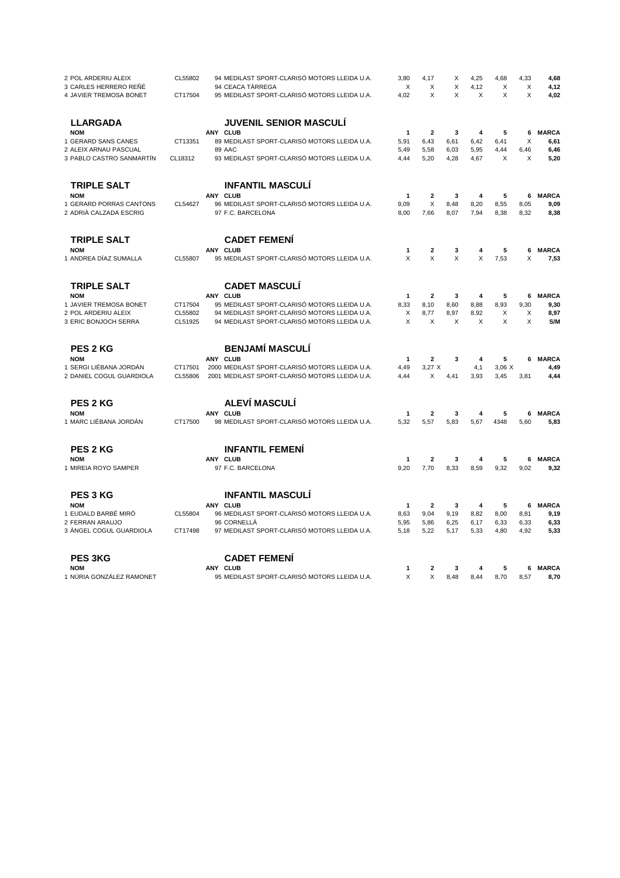| | | | | | | | | | | |
|---|---|---|---|---|---|---|---|---|---|---|
| 2 POL ARDERIU ALEIX | CL55802 | 94 MEDILAST SPORT-CLARISÓ MOTORS LLEIDA U.A. | 3,80 | 4,17 | X | 4,25 | 4,68 | 4,33 | **4,68** |
| 3 CARLES HERRERO REÑÉ | | 94 CEACA TÀRREGA | X | X | X | 4,12 | X | X | **4,12** |
| 4 JAVIER TREMOSA BONET | CT17504 | 95 MEDILAST SPORT-CLARISÓ MOTORS LLEIDA U.A. | 4,02 | X | X | X | X | X | **4,02** |

## LLARGADA — JUVENIL SENIOR MASCULÍ

| NOM | | ANY CLUB | 1 | 2 | 3 | 4 | 5 | 6 | MARCA |
|---|---|---|---|---|---|---|---|---|---|
| 1 GERARD SANS CANES | CT13351 | 89 MEDILAST SPORT-CLARISÓ MOTORS LLEIDA U.A. | 5,91 | 6,43 | 6,61 | 6,42 | 6,41 | X | **6,61** |
| 2 ALEIX ARNAU PASCUAL | | 89 AAC | 5,49 | 5,58 | 6,03 | 5,95 | 4,44 | 6,46 | **6,46** |
| 3 PABLO CASTRO SANMARTÍN | CL18312 | 93 MEDILAST SPORT-CLARISÓ MOTORS LLEIDA U.A. | 4,44 | 5,20 | 4,28 | 4,67 | X | X | **5,20** |

## TRIPLE SALT — INFANTIL MASCULÍ

| NOM | | ANY CLUB | 1 | 2 | 3 | 4 | 5 | 6 | MARCA |
|---|---|---|---|---|---|---|---|---|---|
| 1 GERARD PORRAS CANTONS | CL54627 | 96 MEDILAST SPORT-CLARISÓ MOTORS LLEIDA U.A. | 9,09 | X | 8,48 | 8,20 | 8,55 | 8,05 | **9,09** |
| 2 ADRIÀ CALZADA ESCRIG | | 97 F.C. BARCELONA | 8,00 | 7,66 | 8,07 | 7,94 | 8,38 | 8,32 | **8,38** |

## TRIPLE SALT — CADET FEMENÍ

| NOM | | ANY CLUB | 1 | 2 | 3 | 4 | 5 | 6 | MARCA |
|---|---|---|---|---|---|---|---|---|---|
| 1 ANDREA DÍAZ SUMALLA | CL55807 | 95 MEDILAST SPORT-CLARISÓ MOTORS LLEIDA U.A. | X | X | X | X | 7,53 | X | **7,53** |

## TRIPLE SALT — CADET MASCULÍ

| NOM | | ANY CLUB | 1 | 2 | 3 | 4 | 5 | 6 | MARCA |
|---|---|---|---|---|---|---|---|---|---|
| 1 JAVIER TREMOSA BONET | CT17504 | 95 MEDILAST SPORT-CLARISÓ MOTORS LLEIDA U.A. | 8,33 | 8,10 | 8,60 | 8,88 | 8,93 | 9,30 | **9,30** |
| 2 POL ARDERIU ALEIX | CL55802 | 94 MEDILAST SPORT-CLARISÓ MOTORS LLEIDA U.A. | X | 8,77 | 8,97 | 8,92 | X | X | **8,97** |
| 3 ERIC BONJOCH SERRA | CL51925 | 94 MEDILAST SPORT-CLARISÓ MOTORS LLEIDA U.A. | X | X | X | X | X | X | **S/M** |

## PES 2 KG — BENJAMÍ MASCULÍ

| NOM | | ANY CLUB | 1 | 2 | 3 | 4 | 5 | 6 | MARCA |
|---|---|---|---|---|---|---|---|---|---|
| 1 SERGI LIÉBANA JORDÁN | CT17501 | 2000 MEDILAST SPORT-CLARISÓ MOTORS LLEIDA U.A. | 4,49 | 3,27 X | | 4,1 | 3,06 X | | **4,49** |
| 2 DANIEL COGUL GUARDIOLA | CL55806 | 2001 MEDILAST SPORT-CLARISÓ MOTORS LLEIDA U.A. | 4,44 | X | 4,41 | 3,93 | 3,45 | 3,81 | **4,44** |

## PES 2 KG — ALEVÍ MASCULÍ

| NOM | | ANY CLUB | 1 | 2 | 3 | 4 | 5 | 6 | MARCA |
|---|---|---|---|---|---|---|---|---|---|
| 1 MARC LIÉBANA JORDÁN | CT17500 | 98 MEDILAST SPORT-CLARISÓ MOTORS LLEIDA U.A. | 5,32 | 5,57 | 5,83 | 5,67 | 4348 | 5,60 | **5,83** |

## PES 2 KG — INFANTIL FEMENÍ

| NOM | | ANY CLUB | 1 | 2 | 3 | 4 | 5 | 6 | MARCA |
|---|---|---|---|---|---|---|---|---|---|
| 1 MIREIA ROYO SAMPER | | 97 F.C. BARCELONA | 9,20 | 7,70 | 8,33 | 8,59 | 9,32 | 9,02 | **9,32** |

## PES 3 KG — INFANTIL MASCULÍ

| NOM | | ANY CLUB | 1 | 2 | 3 | 4 | 5 | 6 | MARCA |
|---|---|---|---|---|---|---|---|---|---|
| 1 EUDALD BARBÉ MIRÓ | CL55804 | 96 MEDILAST SPORT-CLARISÓ MOTORS LLEIDA U.A. | 8,63 | 9,04 | 9,19 | 8,82 | 8,00 | 8,81 | **9,19** |
| 2 FERRAN ARAUJO | | 96 CORNELLÀ | 5,95 | 5,86 | 6,25 | 6,17 | 6,33 | 6,33 | **6,33** |
| 3 ÀNGEL COGUL GUARDIOLA | CT17498 | 97 MEDILAST SPORT-CLARISÓ MOTORS LLEIDA U.A. | 5,18 | 5,22 | 5,17 | 5,33 | 4,80 | 4,92 | **5,33** |

## PES 3KG — CADET FEMENÍ

| NOM | | ANY CLUB | 1 | 2 | 3 | 4 | 5 | 6 | MARCA |
|---|---|---|---|---|---|---|---|---|---|
| 1 NÚRIA GONZÁLEZ RAMONET | | 95 MEDILAST SPORT-CLARISÓ MOTORS LLEIDA U.A. | X | X | 8,48 | 8,44 | 8,70 | 8,57 | **8,70** |